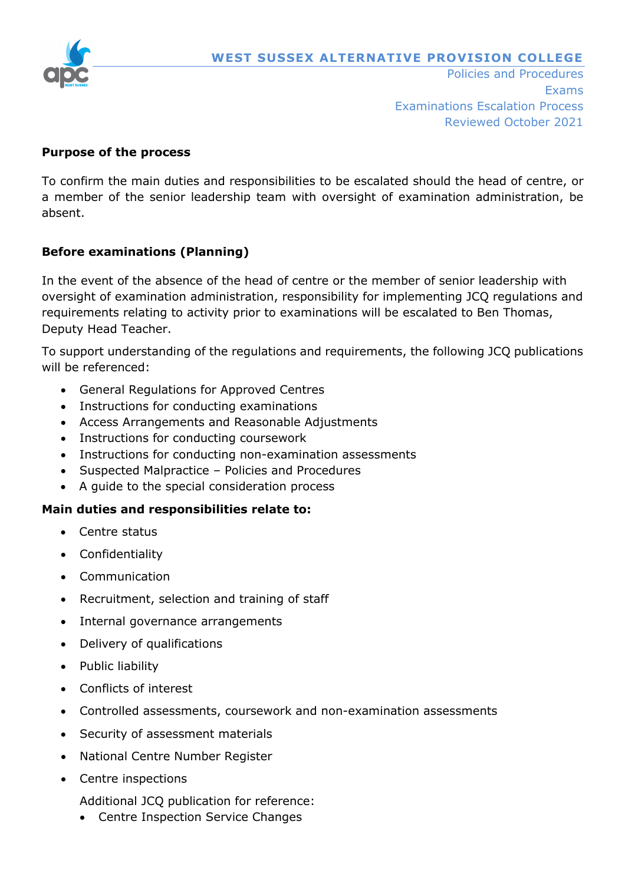WEST SUSSEX ALTERNATIVE PROVISION COLLEGE
Policies and Procedures
Exams
Examinations Escalation Process
Reviewed October 2021

**Purpose of the process**

To confirm the main duties and responsibilities to be escalated should the head of centre, or a member of the senior leadership team with oversight of examination administration, be absent.

**Before examinations (Planning)**

In the event of the absence of the head of centre or the member of senior leadership with oversight of examination administration, responsibility for implementing JCQ regulations and requirements relating to activity prior to examinations will be escalated to Ben Thomas, Deputy Head Teacher.

To support understanding of the regulations and requirements, the following JCQ publications will be referenced:

- General Regulations for Approved Centres
- Instructions for conducting examinations
- Access Arrangements and Reasonable Adjustments
- Instructions for conducting coursework
- Instructions for conducting non-examination assessments
- Suspected Malpractice – Policies and Procedures
- A guide to the special consideration process

**Main duties and responsibilities relate to:**

- Centre status
- Confidentiality
- Communication
- Recruitment, selection and training of staff
- Internal governance arrangements
- Delivery of qualifications
- Public liability
- Conflicts of interest
- Controlled assessments, coursework and non-examination assessments
- Security of assessment materials
- National Centre Number Register
- Centre inspections

  Additional JCQ publication for reference:
  - Centre Inspection Service Changes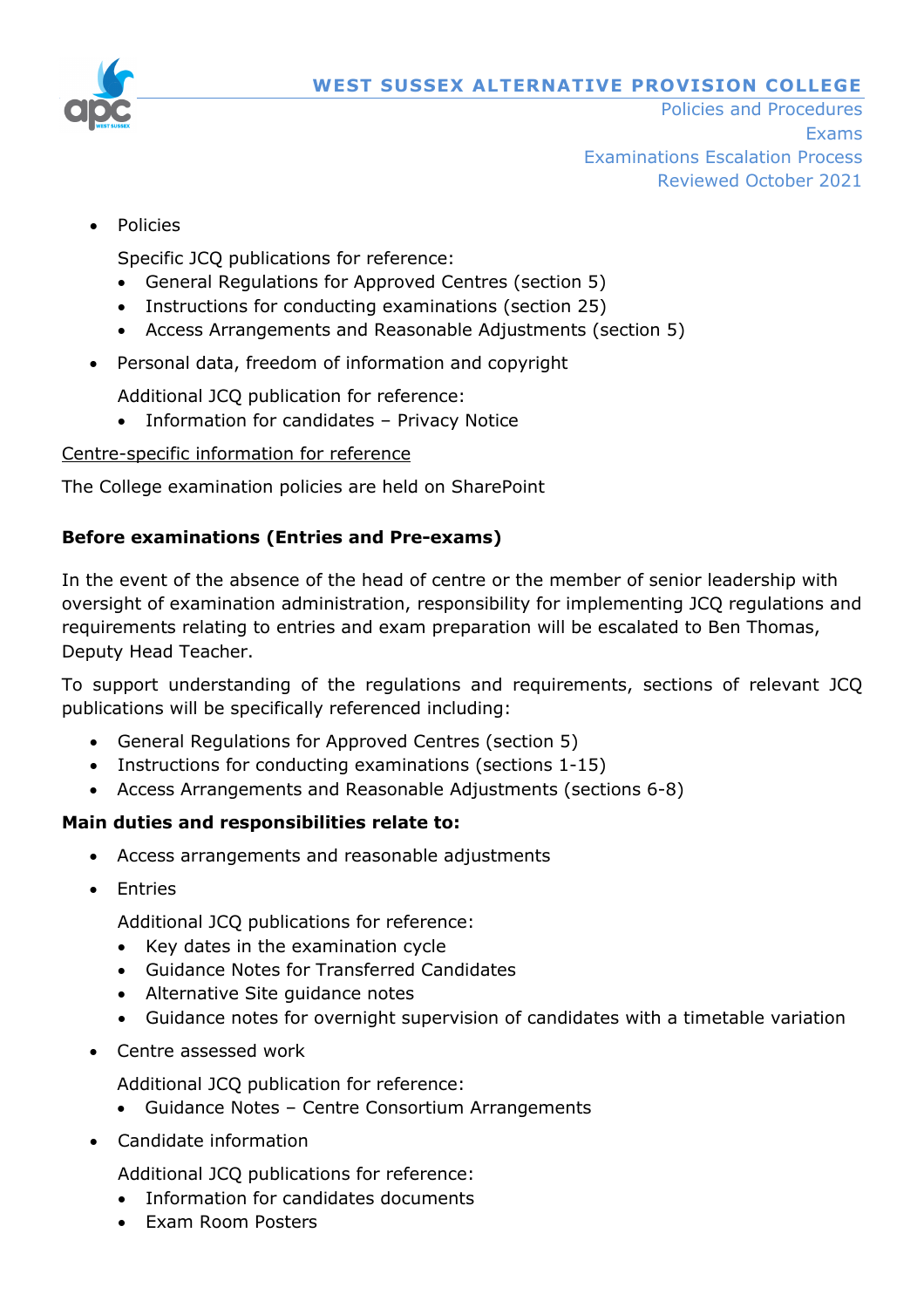- Policies

  Specific JCQ publications for reference:
  - General Regulations for Approved Centres (section 5)
  - Instructions for conducting examinations (section 25)
  - Access Arrangements and Reasonable Adjustments (section 5)

- Personal data, freedom of information and copyright

  Additional JCQ publication for reference:
  - Information for candidates – Privacy Notice

<u>Centre-specific information for reference</u>

The College examination policies are held on SharePoint

**Before examinations (Entries and Pre-exams)**

In the event of the absence of the head of centre or the member of senior leadership with oversight of examination administration, responsibility for implementing JCQ regulations and requirements relating to entries and exam preparation will be escalated to Ben Thomas, Deputy Head Teacher.

To support understanding of the regulations and requirements, sections of relevant JCQ publications will be specifically referenced including:

- General Regulations for Approved Centres (section 5)
- Instructions for conducting examinations (sections 1-15)
- Access Arrangements and Reasonable Adjustments (sections 6-8)

**Main duties and responsibilities relate to:**

- Access arrangements and reasonable adjustments
- Entries

  Additional JCQ publications for reference:
  - Key dates in the examination cycle
  - Guidance Notes for Transferred Candidates
  - Alternative Site guidance notes
  - Guidance notes for overnight supervision of candidates with a timetable variation

- Centre assessed work

  Additional JCQ publication for reference:
  - Guidance Notes – Centre Consortium Arrangements

- Candidate information

  Additional JCQ publications for reference:
  - Information for candidates documents
  - Exam Room Posters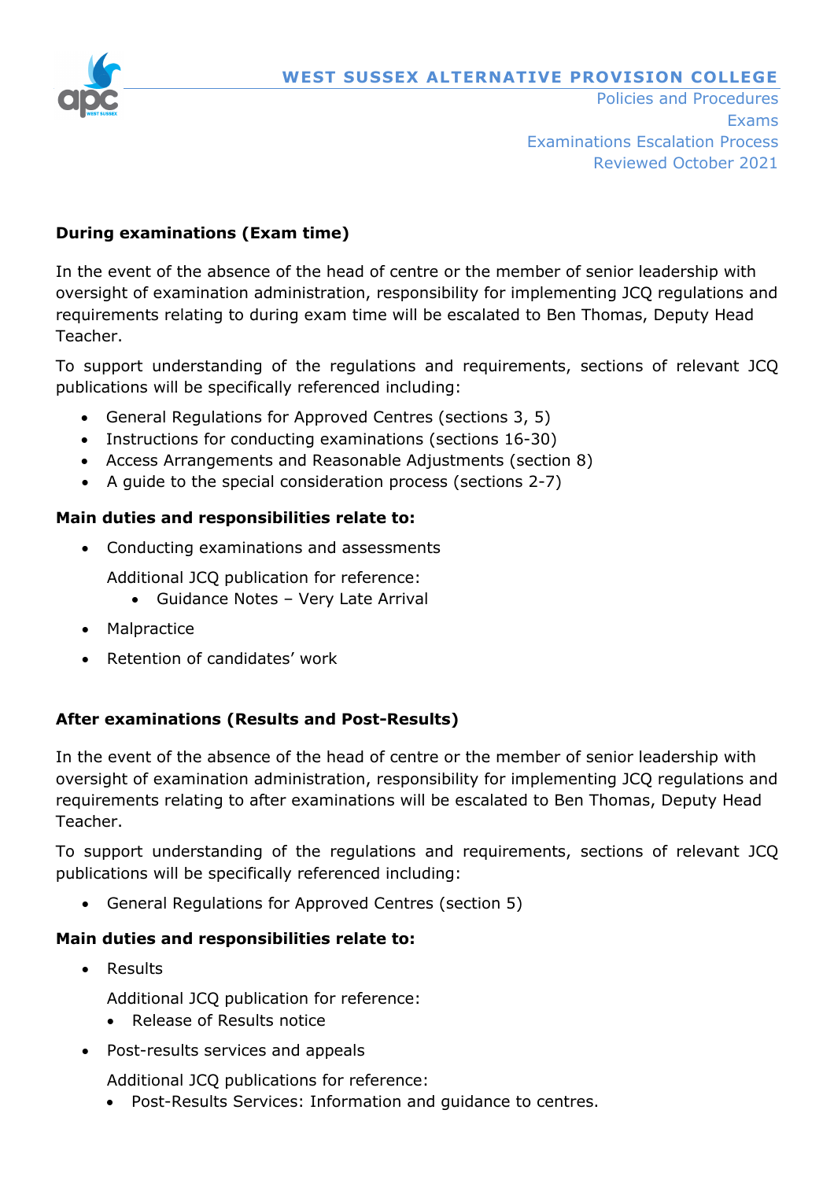### During examinations (Exam time)

In the event of the absence of the head of centre or the member of senior leadership with oversight of examination administration, responsibility for implementing JCQ regulations and requirements relating to during exam time will be escalated to Ben Thomas, Deputy Head Teacher.

To support understanding of the regulations and requirements, sections of relevant JCQ publications will be specifically referenced including:

- General Regulations for Approved Centres (sections 3, 5)
- Instructions for conducting examinations (sections 16-30)
- Access Arrangements and Reasonable Adjustments (section 8)
- A guide to the special consideration process (sections 2-7)

**Main duties and responsibilities relate to:**

- Conducting examinations and assessments

  Additional JCQ publication for reference:
  - Guidance Notes – Very Late Arrival
- Malpractice
- Retention of candidates' work

### After examinations (Results and Post-Results)

In the event of the absence of the head of centre or the member of senior leadership with oversight of examination administration, responsibility for implementing JCQ regulations and requirements relating to after examinations will be escalated to Ben Thomas, Deputy Head Teacher.

To support understanding of the regulations and requirements, sections of relevant JCQ publications will be specifically referenced including:

- General Regulations for Approved Centres (section 5)

**Main duties and responsibilities relate to:**

- Results

  Additional JCQ publication for reference:
  - Release of Results notice
- Post-results services and appeals

  Additional JCQ publications for reference:
  - Post-Results Services: Information and guidance to centres.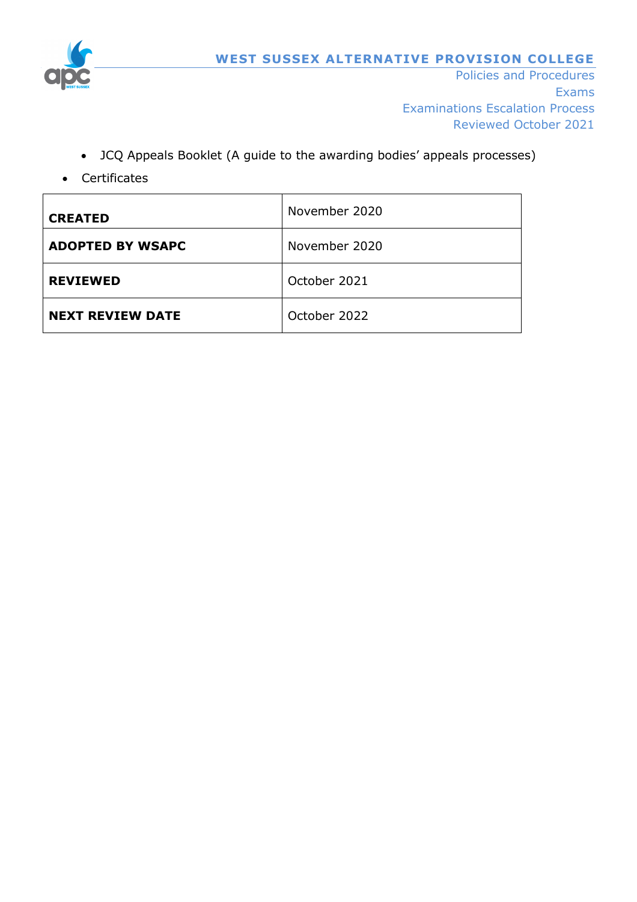- JCQ Appeals Booklet (A guide to the awarding bodies' appeals processes)
- Certificates

| | |
|---|---|
| **CREATED** | November 2020 |
| **ADOPTED BY WSAPC** | November 2020 |
| **REVIEWED** | October 2021 |
| **NEXT REVIEW DATE** | October 2022 |